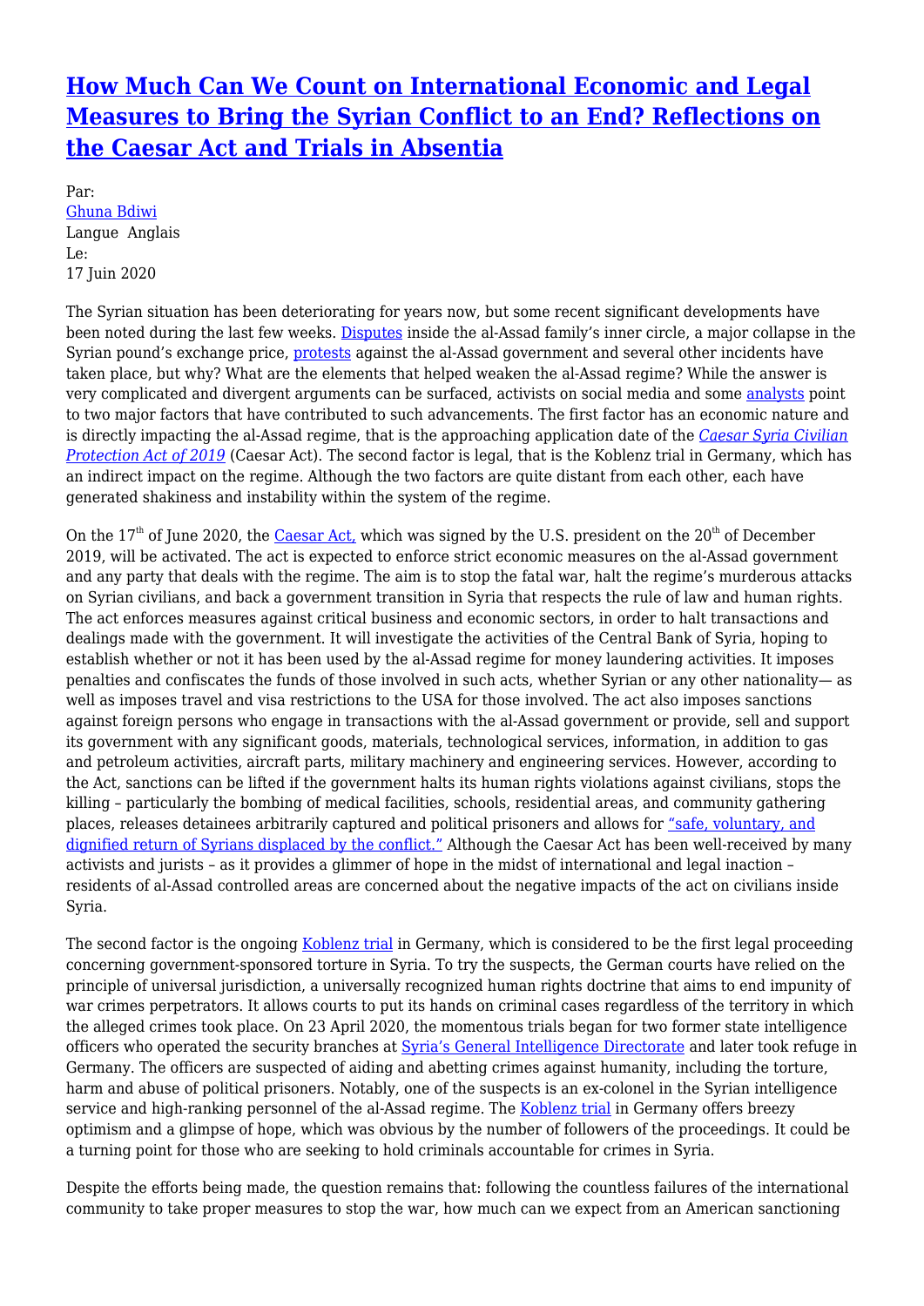# How Much Can We Count on International Economic and Legal Measures to Bring the Syrian Conflict to an End? Reflections on the Caesar Act and Trials in Absentia

Par:
Ghuna Bdiwi
Langue Anglais
Le:
17 Juin 2020

The Syrian situation has been deteriorating for years now, but some recent significant developments have been noted during the last few weeks. Disputes inside the al-Assad family's inner circle, a major collapse in the Syrian pound's exchange price, protests against the al-Assad government and several other incidents have taken place, but why? What are the elements that helped weaken the al-Assad regime? While the answer is very complicated and divergent arguments can be surfaced, activists on social media and some analysts point to two major factors that have contributed to such advancements. The first factor has an economic nature and is directly impacting the al-Assad regime, that is the approaching application date of the *Caesar Syria Civilian Protection Act of 2019* (Caesar Act). The second factor is legal, that is the Koblenz trial in Germany, which has an indirect impact on the regime. Although the two factors are quite distant from each other, each have generated shakiness and instability within the system of the regime.

On the 17th of June 2020, the Caesar Act, which was signed by the U.S. president on the 20th of December 2019, will be activated. The act is expected to enforce strict economic measures on the al-Assad government and any party that deals with the regime. The aim is to stop the fatal war, halt the regime's murderous attacks on Syrian civilians, and back a government transition in Syria that respects the rule of law and human rights. The act enforces measures against critical business and economic sectors, in order to halt transactions and dealings made with the government. It will investigate the activities of the Central Bank of Syria, hoping to establish whether or not it has been used by the al-Assad regime for money laundering activities. It imposes penalties and confiscates the funds of those involved in such acts, whether Syrian or any other nationality— as well as imposes travel and visa restrictions to the USA for those involved. The act also imposes sanctions against foreign persons who engage in transactions with the al-Assad government or provide, sell and support its government with any significant goods, materials, technological services, information, in addition to gas and petroleum activities, aircraft parts, military machinery and engineering services. However, according to the Act, sanctions can be lifted if the government halts its human rights violations against civilians, stops the killing – particularly the bombing of medical facilities, schools, residential areas, and community gathering places, releases detainees arbitrarily captured and political prisoners and allows for "safe, voluntary, and dignified return of Syrians displaced by the conflict." Although the Caesar Act has been well-received by many activists and jurists – as it provides a glimmer of hope in the midst of international and legal inaction – residents of al-Assad controlled areas are concerned about the negative impacts of the act on civilians inside Syria.

The second factor is the ongoing Koblenz trial in Germany, which is considered to be the first legal proceeding concerning government-sponsored torture in Syria. To try the suspects, the German courts have relied on the principle of universal jurisdiction, a universally recognized human rights doctrine that aims to end impunity of war crimes perpetrators. It allows courts to put its hands on criminal cases regardless of the territory in which the alleged crimes took place. On 23 April 2020, the momentous trials began for two former state intelligence officers who operated the security branches at Syria's General Intelligence Directorate and later took refuge in Germany. The officers are suspected of aiding and abetting crimes against humanity, including the torture, harm and abuse of political prisoners. Notably, one of the suspects is an ex-colonel in the Syrian intelligence service and high-ranking personnel of the al-Assad regime. The Koblenz trial in Germany offers breezy optimism and a glimpse of hope, which was obvious by the number of followers of the proceedings. It could be a turning point for those who are seeking to hold criminals accountable for crimes in Syria.

Despite the efforts being made, the question remains that: following the countless failures of the international community to take proper measures to stop the war, how much can we expect from an American sanctioning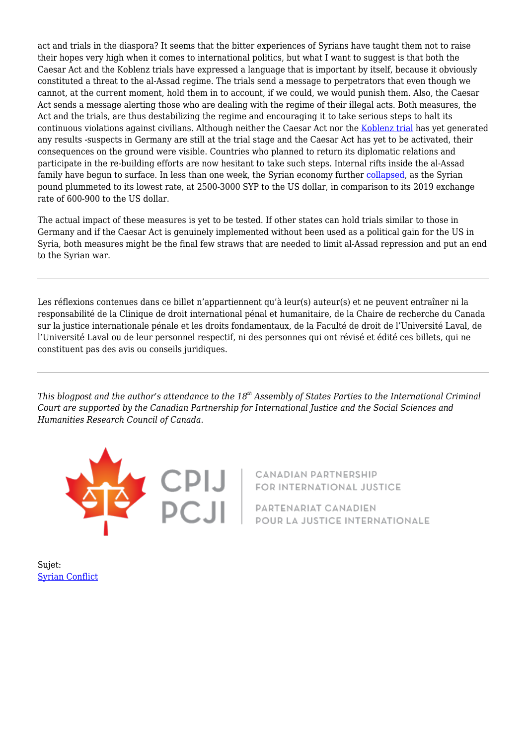act and trials in the diaspora? It seems that the bitter experiences of Syrians have taught them not to raise their hopes very high when it comes to international politics, but what I want to suggest is that both the Caesar Act and the Koblenz trials have expressed a language that is important by itself, because it obviously constituted a threat to the al-Assad regime. The trials send a message to perpetrators that even though we cannot, at the current moment, hold them in to account, if we could, we would punish them. Also, the Caesar Act sends a message alerting those who are dealing with the regime of their illegal acts. Both measures, the Act and the trials, are thus destabilizing the regime and encouraging it to take serious steps to halt its continuous violations against civilians. Although neither the Caesar Act nor the [Koblenz trial] has yet generated any results -suspects in Germany are still at the trial stage and the Caesar Act has yet to be activated, their consequences on the ground were visible. Countries who planned to return its diplomatic relations and participate in the re-building efforts are now hesitant to take such steps. Internal rifts inside the al-Assad family have begun to surface. In less than one week, the Syrian economy further [collapsed], as the Syrian pound plummeted to its lowest rate, at 2500-3000 SYP to the US dollar, in comparison to its 2019 exchange rate of 600-900 to the US dollar.

The actual impact of these measures is yet to be tested. If other states can hold trials similar to those in Germany and if the Caesar Act is genuinely implemented without been used as a political gain for the US in Syria, both measures might be the final few straws that are needed to limit al-Assad repression and put an end to the Syrian war.

---

Les réflexions contenues dans ce billet n'appartiennent qu'à leur(s) auteur(s) et ne peuvent entraîner ni la responsabilité de la Clinique de droit international pénal et humanitaire, de la Chaire de recherche du Canada sur la justice internationale pénale et les droits fondamentaux, de la Faculté de droit de l'Université Laval, de l'Université Laval ou de leur personnel respectif, ni des personnes qui ont révisé et édité ces billets, qui ne constituent pas des avis ou conseils juridiques.

---

*This blogpost and the author's attendance to the 18th Assembly of States Parties to the International Criminal Court are supported by the Canadian Partnership for International Justice and the Social Sciences and Humanities Research Council of Canada.*

CPIJ PCJI | CANADIAN PARTNERSHIP FOR INTERNATIONAL JUSTICE | PARTENARIAT CANADIEN POUR LA JUSTICE INTERNATIONALE

Sujet:
[Syrian Conflict]